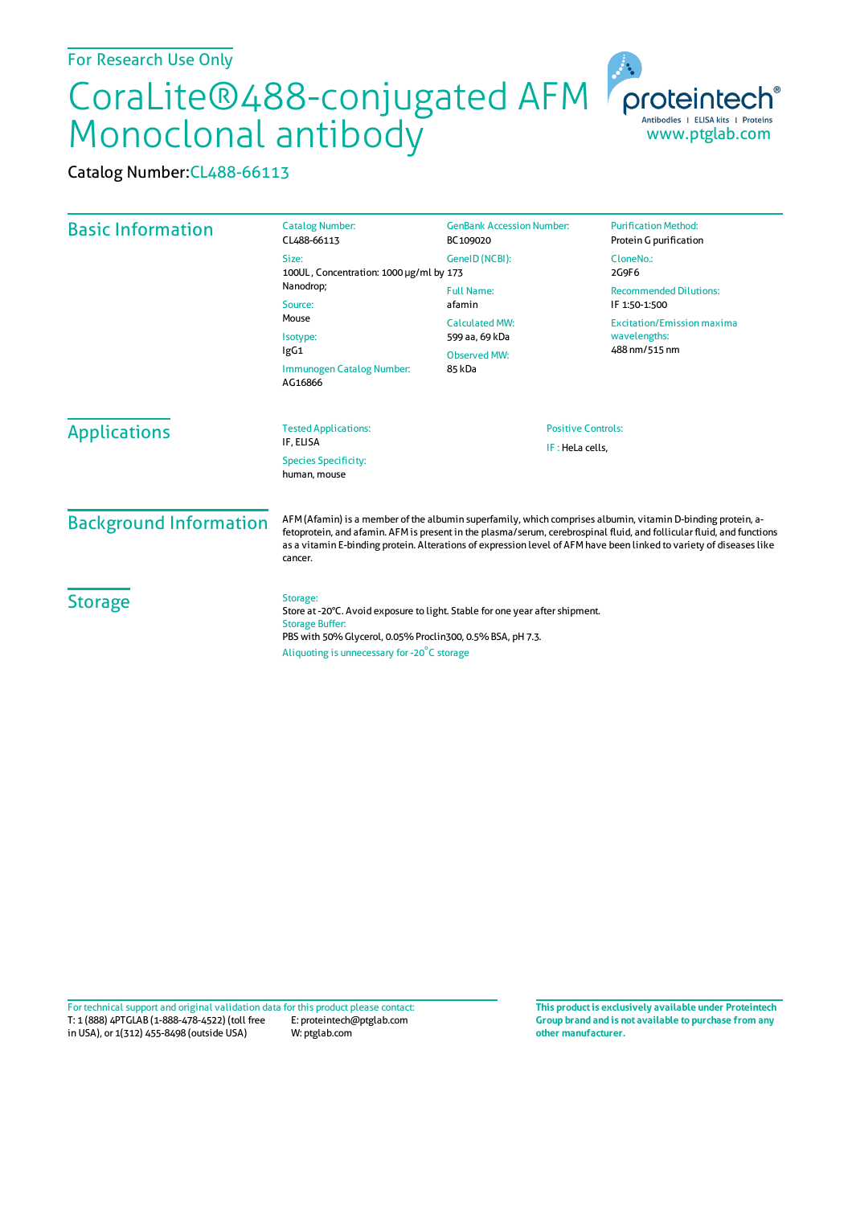For Research Use Only

# CoraLite®488-conjugated AFM Monoclonal antibody

Catalog Number: CL488-66113

proteintech®
Antibodies | ELISA kits | Proteins
www.ptglab.com

## Basic Information

Catalog Number:
CL488-66113

Size:
100UL , Concentration: 1000 μg/ml by Nanodrop;

Source:
Mouse

Isotype:
IgG1

Immunogen Catalog Number:
AG16866

GenBank Accession Number:
BC109020

GeneID (NCBI):
173

Full Name:
afamin

Calculated MW:
599 aa, 69 kDa

Observed MW:
85 kDa

Purification Method:
Protein G purification

CloneNo.:
2G9F6

Recommended Dilutions:
IF 1:50-1:500

Excitation/Emission maxima wavelengths:
488 nm/515 nm

## Applications

Tested Applications:
IF, ELISA

Species Specificity:
human, mouse

Positive Controls:
IF : HeLa cells,

## Background Information

AFM (Afamin) is a member of the albumin superfamily, which comprises albumin, vitamin D-binding protein, a-fetoprotein, and afamin. AFM is present in the plasma/serum, cerebrospinal fluid, and follicular fluid, and functions as a vitamin E-binding protein. Alterations of expression level of AFM have been linked to variety of diseases like cancer.

## Storage

Storage:
Store at -20°C. Avoid exposure to light. Stable for one year after shipment.
Storage Buffer:
PBS with 50% Glycerol, 0.05% Proclin300, 0.5% BSA, pH 7.3.
Aliquoting is unnecessary for -20°C storage

For technical support and original validation data for this product please contact:
T: 1 (888) 4PTGLAB (1-888-478-4522) (toll free in USA), or 1(312) 455-8498 (outside USA)
E: proteintech@ptglab.com
W: ptglab.com

**This product is exclusively available under Proteintech Group brand and is not available to purchase from any other manufacturer.**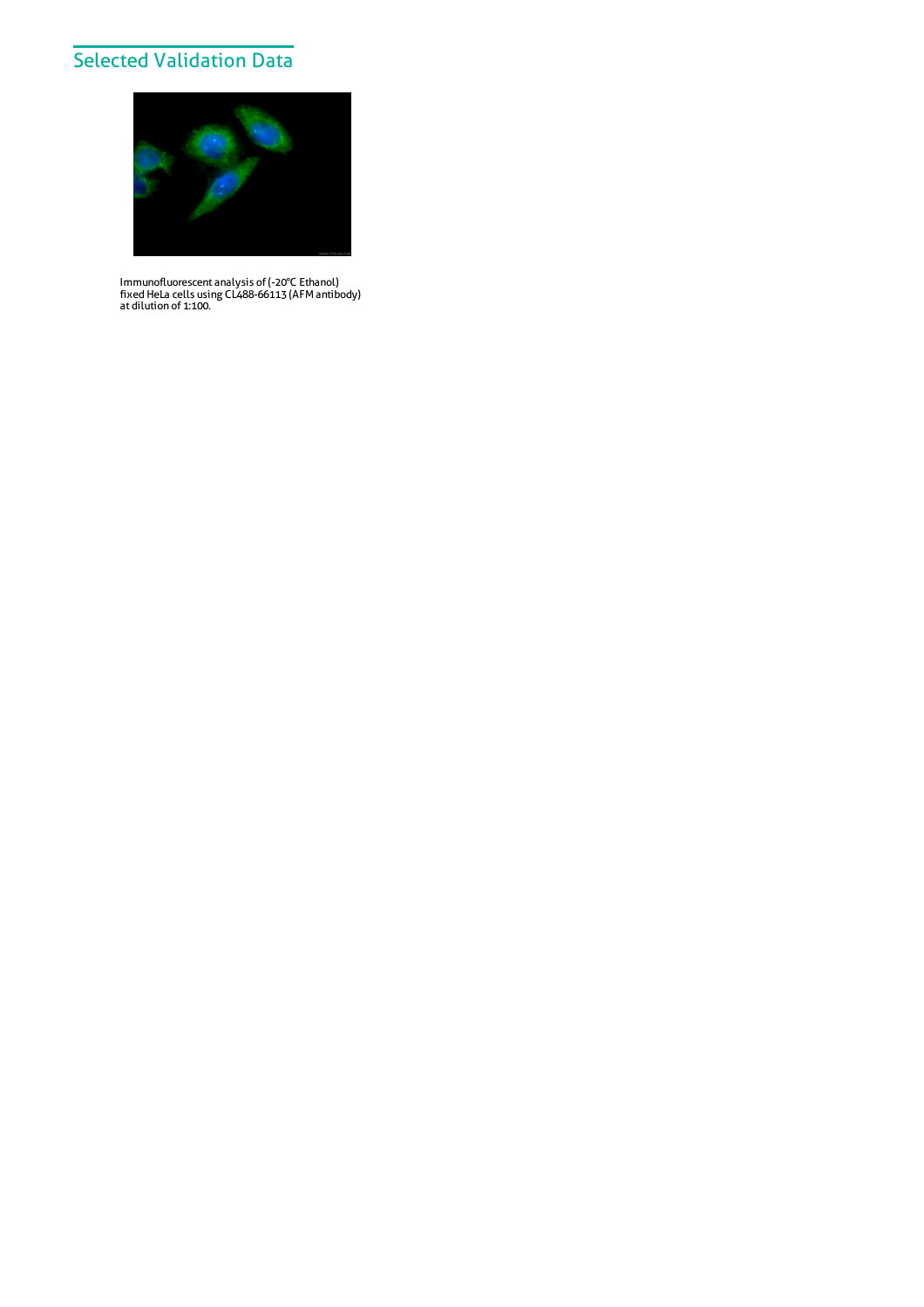## Selected Validation Data

Immunofluorescent analysis of (-20°C Ethanol) fixed HeLa cells using CL488-66113 (AFM antibody) at dilution of 1:100.